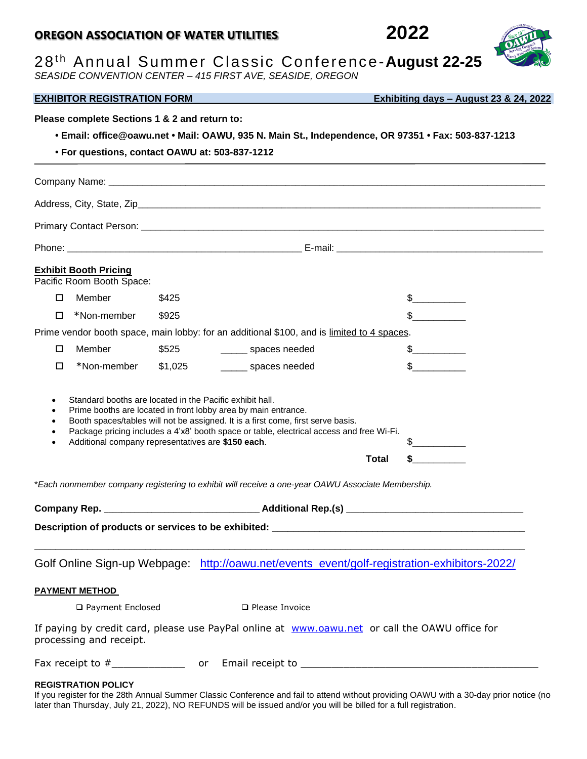**OREGON ASSOCIATION OF WATER UTILITIES** **2022**

# 28th Annual Summer Classic Conference-**August 22-25**

*SEASIDE CONVENTION CENTER – 415 FIRST AVE, SEASIDE, OREGON*

**EXHIBITOR REGISTRATION FORM** **Exhibiting days – August 23 & 24, 2022**

**Please complete Sections 1 & 2 and return to:**

- **Email: office@oawu.net • Mail: OAWU, 935 N. Main St., Independence, OR 97351 • Fax: 503-837-1213**
- **For questions, contact OAWU at: 503-837-1212**

Company Name: ______________________________________________________________________

Address, City, State, Zip_________________________________________________________________

Primary Contact Person: _________________________________________________________________

Phone: ___________________________________ E-mail: ______________________________________

**Exhibit Booth Pricing**

Pacific Room Booth Space:

- ☐ Member $425 $__________
- ☐ *Non-member $925 $__________

Prime vendor booth space, main lobby: for an additional $100, and is limited to 4 spaces.

- ☐ Member $525 _____ spaces needed $__________
- ☐ *Non-member $1,025 _____ spaces needed $__________

- Standard booths are located in the Pacific exhibit hall.
- Prime booths are located in front lobby area by main entrance.
- Booth spaces/tables will not be assigned. It is a first come, first serve basis.
- Package pricing includes a 4'x8' booth space or table, electrical access and free Wi-Fi.
- Additional company representatives are **$150 each**. $__________

**Total** **$__________**

*\*Each nonmember company registering to exhibit will receive a one-year OAWU Associate Membership.*

**Company Rep.** ____________________________ **Additional Rep.(s)** ________________________________

**Description of products or services to be exhibited:** ____________________________________________

______________________________________________________________________________________

Golf Online Sign-up Webpage: http://oawu.net/events_event/golf-registration-exhibitors-2022/

**PAYMENT METHOD**

❑ Payment Enclosed ❑ Please Invoice

If paying by credit card, please use PayPal online at www.oawu.net or call the OAWU office for processing and receipt.

Fax receipt to #____________ or Email receipt to ________________________________________

**REGISTRATION POLICY**

If you register for the 28th Annual Summer Classic Conference and fail to attend without providing OAWU with a 30-day prior notice (no later than Thursday, July 21, 2022), NO REFUNDS will be issued and/or you will be billed for a full registration.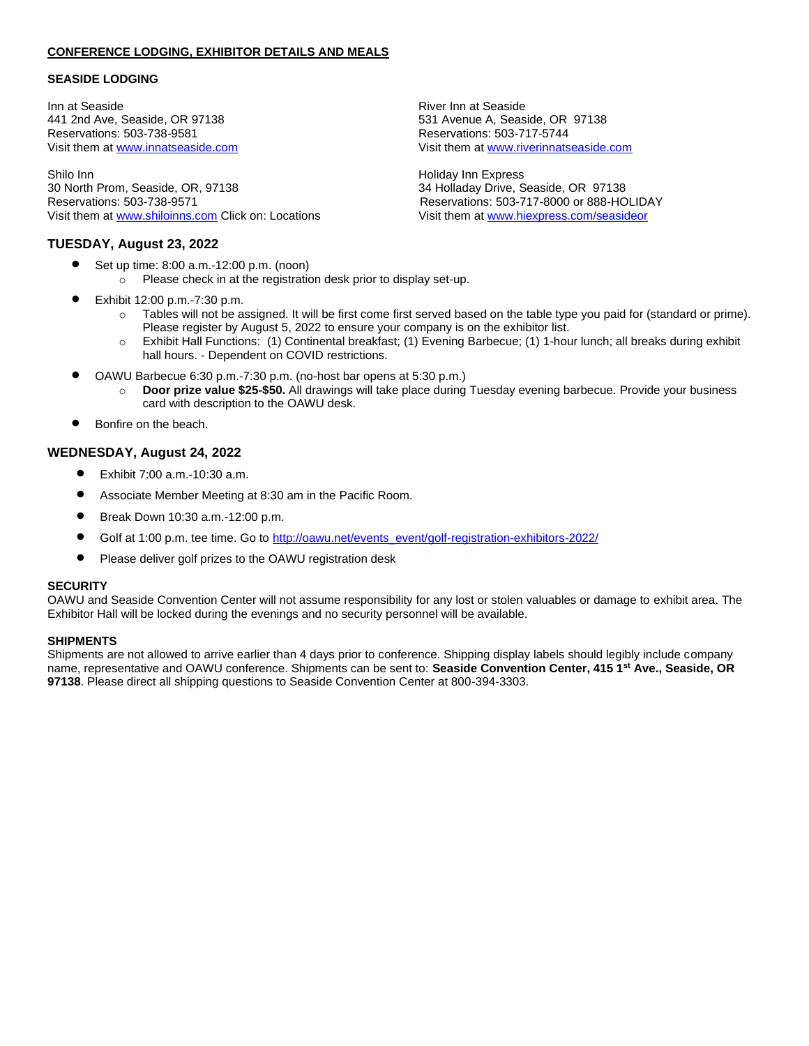## CONFERENCE LODGING, EXHIBITOR DETAILS AND MEALS

### SEASIDE LODGING

Inn at Seaside
441 2nd Ave, Seaside, OR 97138
Reservations: 503-738-9581
Visit them at [www.innatseaside.com](http://www.innatseaside.com)

River Inn at Seaside
531 Avenue A, Seaside, OR 97138
Reservations: 503-717-5744
Visit them at [www.riverinnatseaside.com](http://www.riverinnatseaside.com)

Shilo Inn
30 North Prom, Seaside, OR, 97138
Reservations: 503-738-9571
Visit them at [www.shiloinns.com](http://www.shiloinns.com) Click on: Locations

Holiday Inn Express
34 Holladay Drive, Seaside, OR 97138
Reservations: 503-717-8000 or 888-HOLIDAY
Visit them at [www.hiexpress.com/seasideor](http://www.hiexpress.com/seasideor)

### TUESDAY, August 23, 2022

- Set up time: 8:00 a.m.-12:00 p.m. (noon)
  - Please check in at the registration desk prior to display set-up.
- Exhibit 12:00 p.m.-7:30 p.m.
  - Tables will not be assigned. It will be first come first served based on the table type you paid for (standard or prime). Please register by August 5, 2022 to ensure your company is on the exhibitor list.
  - Exhibit Hall Functions: (1) Continental breakfast; (1) Evening Barbecue; (1) 1-hour lunch; all breaks during exhibit hall hours. - Dependent on COVID restrictions.
- OAWU Barbecue 6:30 p.m.-7:30 p.m. (no-host bar opens at 5:30 p.m.)
  - **Door prize value $25-$50.** All drawings will take place during Tuesday evening barbecue. Provide your business card with description to the OAWU desk.
- Bonfire on the beach.

### WEDNESDAY, August 24, 2022

- Exhibit 7:00 a.m.-10:30 a.m.
- Associate Member Meeting at 8:30 am in the Pacific Room.
- Break Down 10:30 a.m.-12:00 p.m.
- Golf at 1:00 p.m. tee time. Go to [http://oawu.net/events_event/golf-registration-exhibitors-2022/](http://oawu.net/events_event/golf-registration-exhibitors-2022/)
- Please deliver golf prizes to the OAWU registration desk

### SECURITY

OAWU and Seaside Convention Center will not assume responsibility for any lost or stolen valuables or damage to exhibit area. The Exhibitor Hall will be locked during the evenings and no security personnel will be available.

### SHIPMENTS

Shipments are not allowed to arrive earlier than 4 days prior to conference. Shipping display labels should legibly include company name, representative and OAWU conference. Shipments can be sent to: **Seaside Convention Center, 415 1st Ave., Seaside, OR 97138**. Please direct all shipping questions to Seaside Convention Center at 800-394-3303.